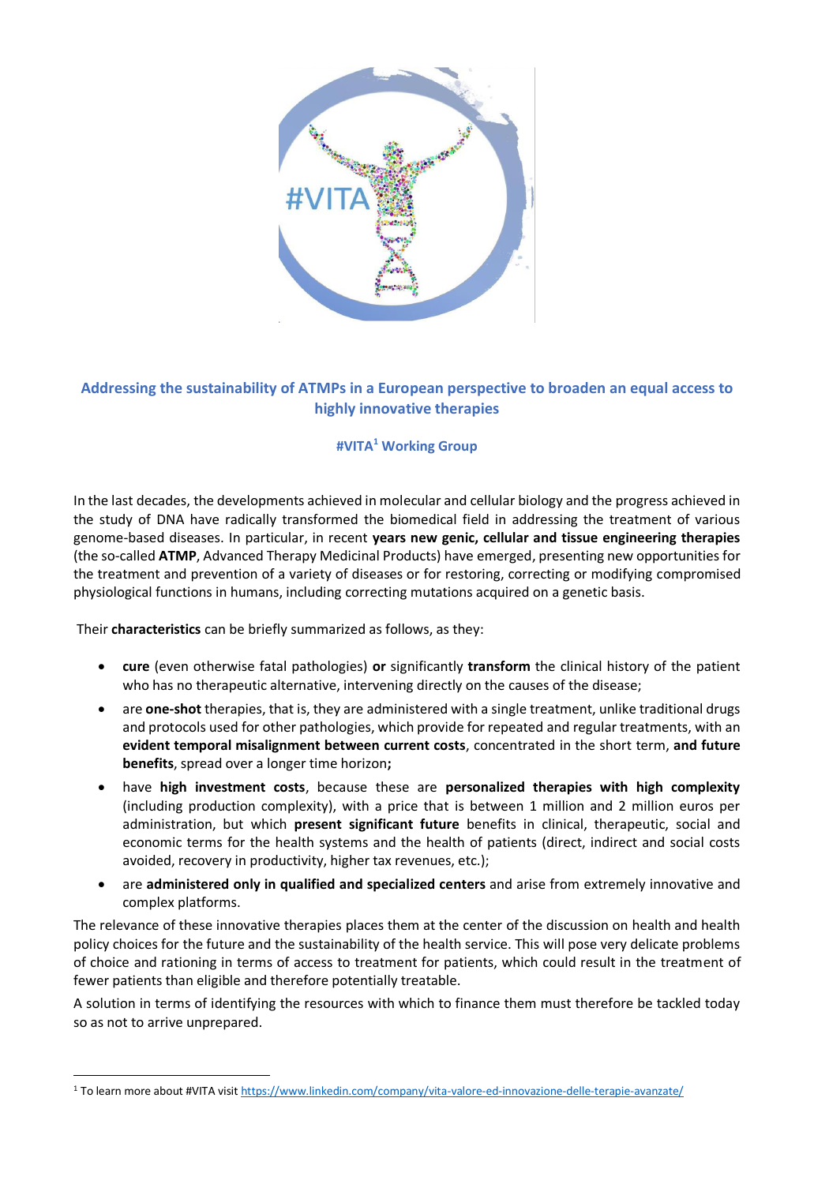## Addressing the sustainability of ATMPs in a European perspective to broaden an equal access to highly innovative therapies

**#VITA[1] Working Group**

In the last decades, the developments achieved in molecular and cellular biology and the progress achieved in the study of DNA have radically transformed the biomedical field in addressing the treatment of various genome-based diseases. In particular, in recent **years new genic, cellular and tissue engineering therapies** (the so-called **ATMP**, Advanced Therapy Medicinal Products) have emerged, presenting new opportunities for the treatment and prevention of a variety of diseases or for restoring, correcting or modifying compromised physiological functions in humans, including correcting mutations acquired on a genetic basis.

Their **characteristics** can be briefly summarized as follows, as they:

- **cure** (even otherwise fatal pathologies) **or** significantly **transform** the clinical history of the patient who has no therapeutic alternative, intervening directly on the causes of the disease;
- are **one-shot** therapies, that is, they are administered with a single treatment, unlike traditional drugs and protocols used for other pathologies, which provide for repeated and regular treatments, with an **evident temporal misalignment between current costs**, concentrated in the short term, **and future benefits**, spread over a longer time horizon**;**
- have **high investment costs**, because these are **personalized therapies with high complexity** (including production complexity), with a price that is between 1 million and 2 million euros per administration, but which **present significant future** benefits in clinical, therapeutic, social and economic terms for the health systems and the health of patients (direct, indirect and social costs avoided, recovery in productivity, higher tax revenues, etc.);
- are **administered only in qualified and specialized centers** and arise from extremely innovative and complex platforms.

The relevance of these innovative therapies places them at the center of the discussion on health and health policy choices for the future and the sustainability of the health service. This will pose very delicate problems of choice and rationing in terms of access to treatment for patients, which could result in the treatment of fewer patients than eligible and therefore potentially treatable.

A solution in terms of identifying the resources with which to finance them must therefore be tackled today so as not to arrive unprepared.

[1] To learn more about #VITA visit https://www.linkedin.com/company/vita-valore-ed-innovazione-delle-terapie-avanzate/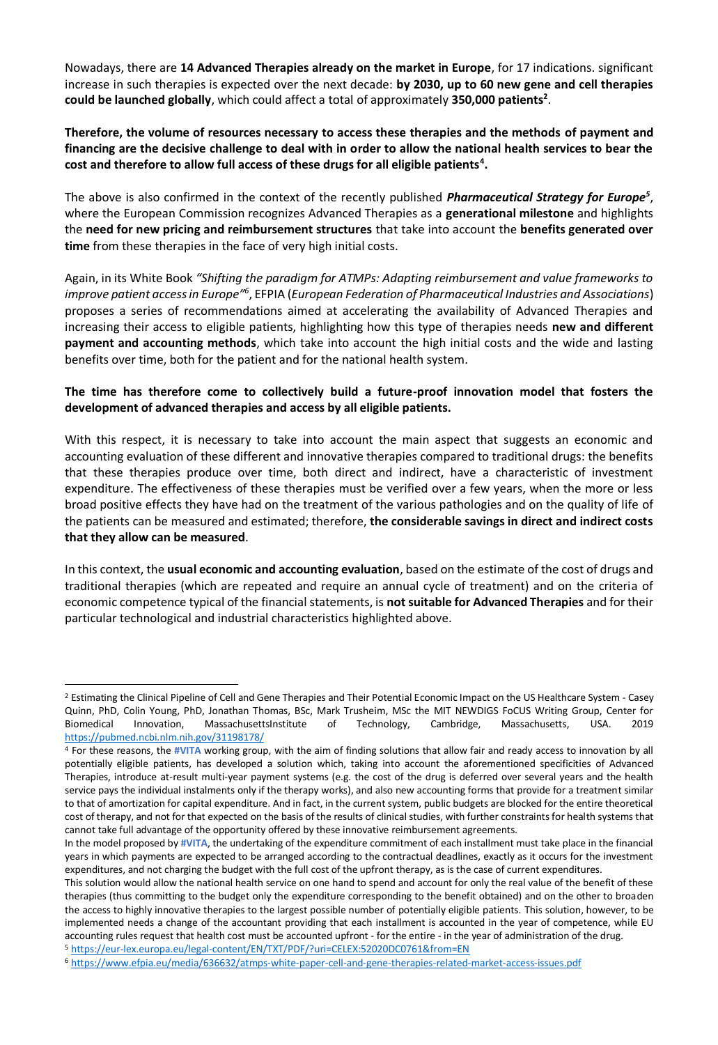Nowadays, there are **14 Advanced Therapies already on the market in Europe**, for 17 indications. significant increase in such therapies is expected over the next decade: **by 2030, up to 60 new gene and cell therapies could be launched globally**, which could affect a total of approximately **350,000 patients**[2].

**Therefore, the volume of resources necessary to access these therapies and the methods of payment and financing are the decisive challenge to deal with in order to allow the national health services to bear the cost and therefore to allow full access of these drugs for all eligible patients**[4]**.**

The above is also confirmed in the context of the recently published ***Pharmaceutical Strategy for Europe***[5], where the European Commission recognizes Advanced Therapies as a **generational milestone** and highlights the **need for new pricing and reimbursement structures** that take into account the **benefits generated over time** from these therapies in the face of very high initial costs.

Again, in its White Book *"Shifting the paradigm for ATMPs: Adapting reimbursement and value frameworks to improve patient access in Europe"*[6], EFPIA (*European Federation of Pharmaceutical Industries and Associations*) proposes a series of recommendations aimed at accelerating the availability of Advanced Therapies and increasing their access to eligible patients, highlighting how this type of therapies needs **new and different payment and accounting methods**, which take into account the high initial costs and the wide and lasting benefits over time, both for the patient and for the national health system.

**The time has therefore come to collectively build a future-proof innovation model that fosters the development of advanced therapies and access by all eligible patients.**

With this respect, it is necessary to take into account the main aspect that suggests an economic and accounting evaluation of these different and innovative therapies compared to traditional drugs: the benefits that these therapies produce over time, both direct and indirect, have a characteristic of investment expenditure. The effectiveness of these therapies must be verified over a few years, when the more or less broad positive effects they have had on the treatment of the various pathologies and on the quality of life of the patients can be measured and estimated; therefore, **the considerable savings in direct and indirect costs that they allow can be measured**.

In this context, the **usual economic and accounting evaluation**, based on the estimate of the cost of drugs and traditional therapies (which are repeated and require an annual cycle of treatment) and on the criteria of economic competence typical of the financial statements, is **not suitable for Advanced Therapies** and for their particular technological and industrial characteristics highlighted above.

---

[2] Estimating the Clinical Pipeline of Cell and Gene Therapies and Their Potential Economic Impact on the US Healthcare System - Casey Quinn, PhD, Colin Young, PhD, Jonathan Thomas, BSc, Mark Trusheim, MSc the MIT NEWDIGS FoCUS Writing Group, Center for Biomedical Innovation, MassachusettsInstitute of Technology, Cambridge, Massachusetts, USA. 2019 https://pubmed.ncbi.nlm.nih.gov/31198178/

[4] For these reasons, the **#VITA** working group, with the aim of finding solutions that allow fair and ready access to innovation by all potentially eligible patients, has developed a solution which, taking into account the aforementioned specificities of Advanced Therapies, introduce at-result multi-year payment systems (e.g. the cost of the drug is deferred over several years and the health service pays the individual instalments only if the therapy works), and also new accounting forms that provide for a treatment similar to that of amortization for capital expenditure. And in fact, in the current system, public budgets are blocked for the entire theoretical cost of therapy, and not for that expected on the basis of the results of clinical studies, with further constraints for health systems that cannot take full advantage of the opportunity offered by these innovative reimbursement agreements.

In the model proposed by **#VITA**, the undertaking of the expenditure commitment of each installment must take place in the financial years in which payments are expected to be arranged according to the contractual deadlines, exactly as it occurs for the investment expenditures, and not charging the budget with the full cost of the upfront therapy, as is the case of current expenditures.

This solution would allow the national health service on one hand to spend and account for only the real value of the benefit of these therapies (thus committing to the budget only the expenditure corresponding to the benefit obtained) and on the other to broaden the access to highly innovative therapies to the largest possible number of potentially eligible patients. This solution, however, to be implemented needs a change of the accountant providing that each installment is accounted in the year of competence, while EU accounting rules request that health cost must be accounted upfront - for the entire - in the year of administration of the drug.

[5] https://eur-lex.europa.eu/legal-content/EN/TXT/PDF/?uri=CELEX:52020DC0761&from=EN

[6] https://www.efpia.eu/media/636632/atmps-white-paper-cell-and-gene-therapies-related-market-access-issues.pdf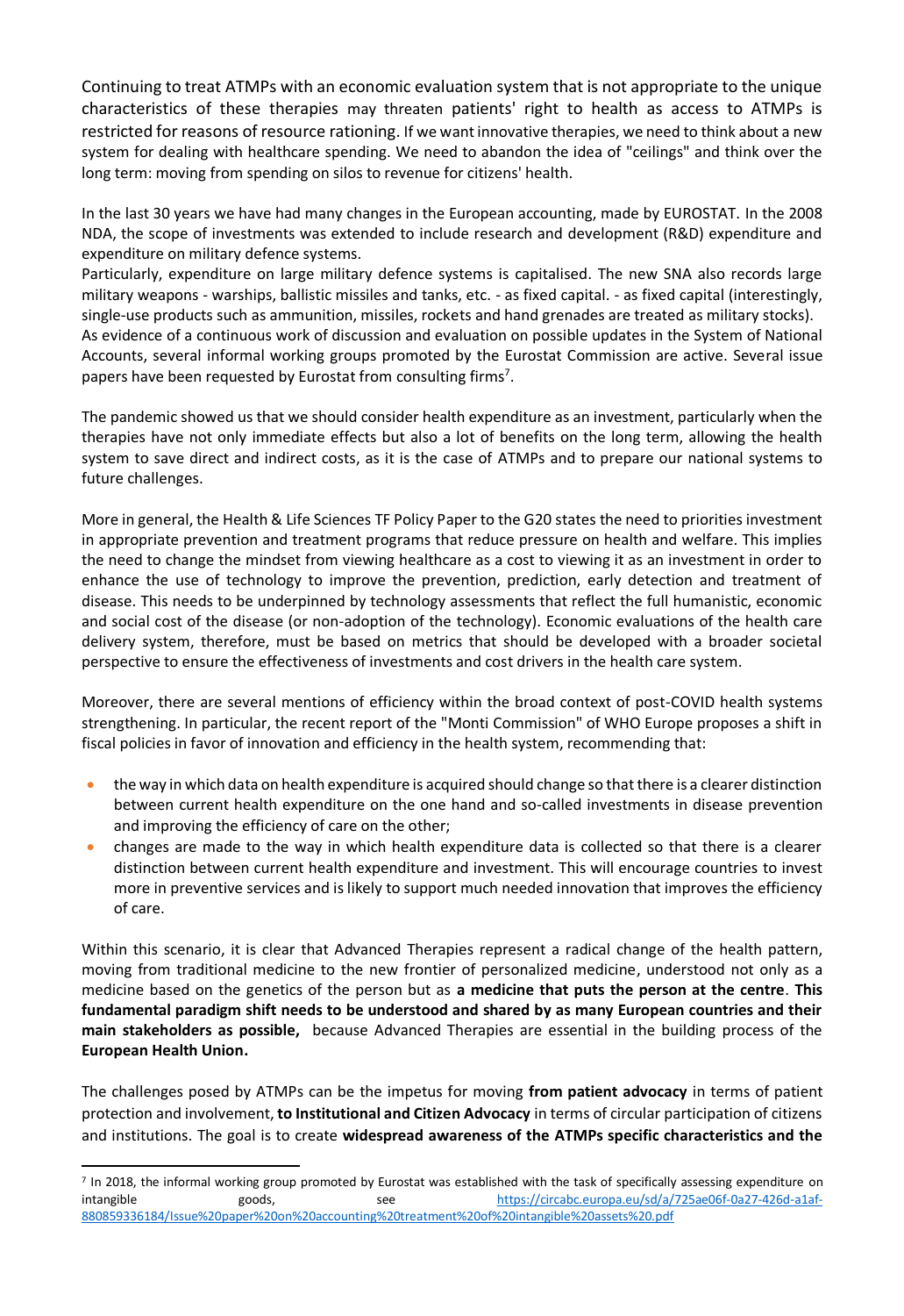Continuing to treat ATMPs with an economic evaluation system that is not appropriate to the unique characteristics of these therapies may threaten patients' right to health as access to ATMPs is restricted for reasons of resource rationing. If we want innovative therapies, we need to think about a new system for dealing with healthcare spending. We need to abandon the idea of "ceilings" and think over the long term: moving from spending on silos to revenue for citizens' health.

In the last 30 years we have had many changes in the European accounting, made by EUROSTAT. In the 2008 NDA, the scope of investments was extended to include research and development (R&D) expenditure and expenditure on military defence systems.
Particularly, expenditure on large military defence systems is capitalised. The new SNA also records large military weapons - warships, ballistic missiles and tanks, etc. - as fixed capital. - as fixed capital (interestingly, single-use products such as ammunition, missiles, rockets and hand grenades are treated as military stocks).
As evidence of a continuous work of discussion and evaluation on possible updates in the System of National Accounts, several informal working groups promoted by the Eurostat Commission are active. Several issue papers have been requested by Eurostat from consulting firms[7].

The pandemic showed us that we should consider health expenditure as an investment, particularly when the therapies have not only immediate effects but also a lot of benefits on the long term, allowing the health system to save direct and indirect costs, as it is the case of ATMPs and to prepare our national systems to future challenges.

More in general, the Health & Life Sciences TF Policy Paper to the G20 states the need to priorities investment in appropriate prevention and treatment programs that reduce pressure on health and welfare. This implies the need to change the mindset from viewing healthcare as a cost to viewing it as an investment in order to enhance the use of technology to improve the prevention, prediction, early detection and treatment of disease. This needs to be underpinned by technology assessments that reflect the full humanistic, economic and social cost of the disease (or non-adoption of the technology). Economic evaluations of the health care delivery system, therefore, must be based on metrics that should be developed with a broader societal perspective to ensure the effectiveness of investments and cost drivers in the health care system.

Moreover, there are several mentions of efficiency within the broad context of post-COVID health systems strengthening. In particular, the recent report of the "Monti Commission" of WHO Europe proposes a shift in fiscal policies in favor of innovation and efficiency in the health system, recommending that:

- the way in which data on health expenditure is acquired should change so that there is a clearer distinction between current health expenditure on the one hand and so-called investments in disease prevention and improving the efficiency of care on the other;
- changes are made to the way in which health expenditure data is collected so that there is a clearer distinction between current health expenditure and investment. This will encourage countries to invest more in preventive services and is likely to support much needed innovation that improves the efficiency of care.

Within this scenario, it is clear that Advanced Therapies represent a radical change of the health pattern, moving from traditional medicine to the new frontier of personalized medicine, understood not only as a medicine based on the genetics of the person but as **a medicine that puts the person at the centre**. **This fundamental paradigm shift needs to be understood and shared by as many European countries and their main stakeholders as possible,** because Advanced Therapies are essential in the building process of the **European Health Union.**

The challenges posed by ATMPs can be the impetus for moving **from patient advocacy** in terms of patient protection and involvement, **to Institutional and Citizen Advocacy** in terms of circular participation of citizens and institutions. The goal is to create **widespread awareness of the ATMPs specific characteristics and the**

---

[7] In 2018, the informal working group promoted by Eurostat was established with the task of specifically assessing expenditure on intangible goods, see https://circabc.europa.eu/sd/a/725ae06f-0a27-426d-a1af-880859336184/Issue%20paper%20on%20accounting%20treatment%20of%20intangible%20assets%20.pdf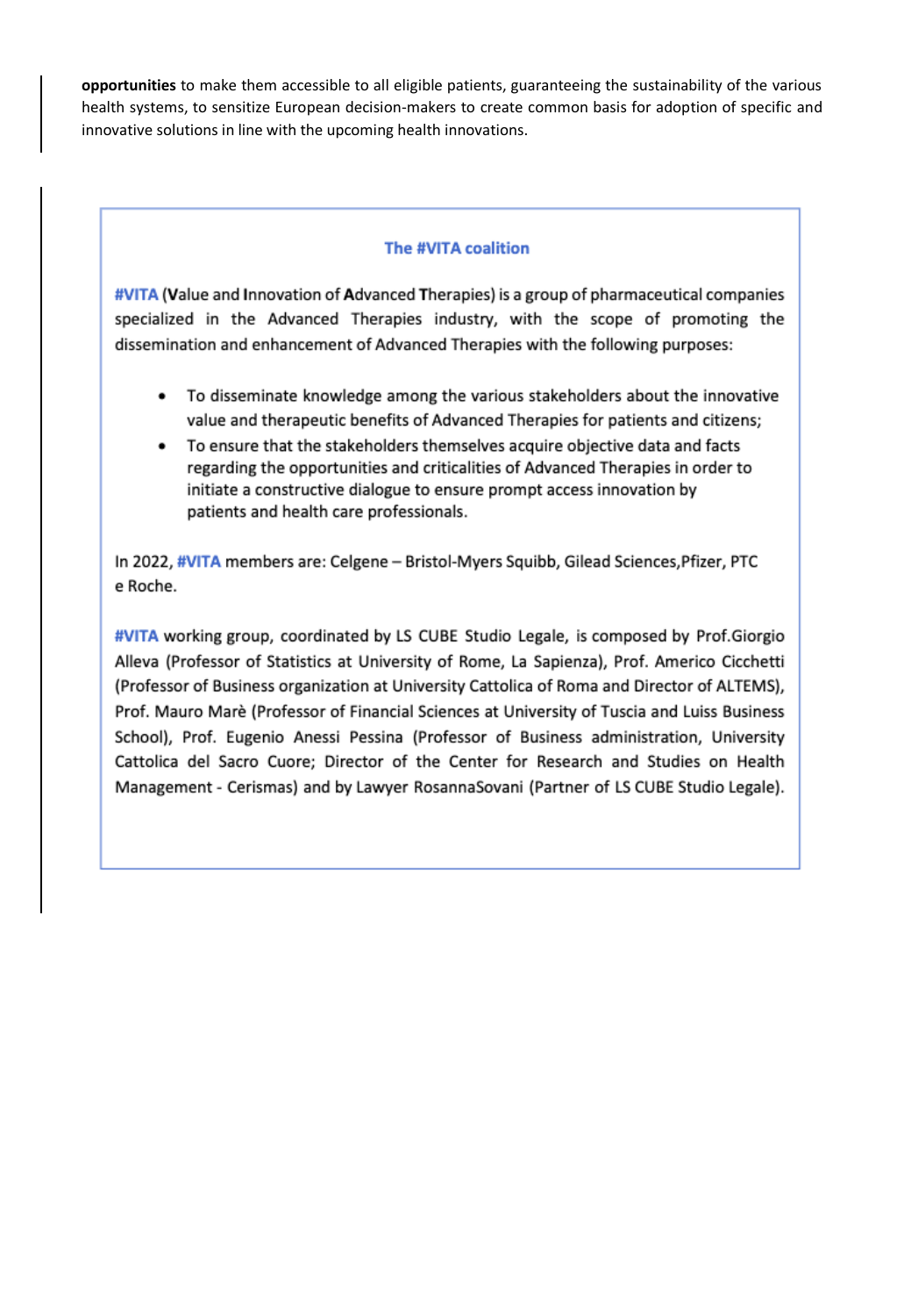**opportunities** to make them accessible to all eligible patients, guaranteeing the sustainability of the various health systems, to sensitize European decision-makers to create common basis for adoption of specific and innovative solutions in line with the upcoming health innovations.

### The #VITA coalition

#VITA (**V**alue and **I**nnovation of **A**dvanced **T**herapies) is a group of pharmaceutical companies specialized in the Advanced Therapies industry, with the scope of promoting the dissemination and enhancement of Advanced Therapies with the following purposes:

- To disseminate knowledge among the various stakeholders about the innovative value and therapeutic benefits of Advanced Therapies for patients and citizens;
- To ensure that the stakeholders themselves acquire objective data and facts regarding the opportunities and criticalities of Advanced Therapies in order to initiate a constructive dialogue to ensure prompt access innovation by patients and health care professionals.

In 2022, #VITA members are: Celgene – Bristol-Myers Squibb, Gilead Sciences,Pfizer, PTC e Roche.

#VITA working group, coordinated by LS CUBE Studio Legale, is composed by Prof.Giorgio Alleva (Professor of Statistics at University of Rome, La Sapienza), Prof. Americo Cicchetti (Professor of Business organization at University Cattolica of Roma and Director of ALTEMS), Prof. Mauro Marè (Professor of Financial Sciences at University of Tuscia and Luiss Business School), Prof. Eugenio Anessi Pessina (Professor of Business administration, University Cattolica del Sacro Cuore; Director of the Center for Research and Studies on Health Management - Cerismas) and by Lawyer RosannaSovani (Partner of LS CUBE Studio Legale).